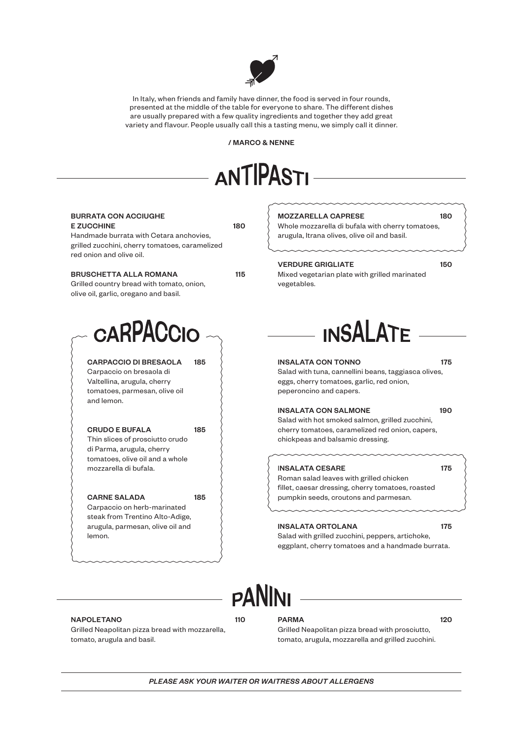In Italy, when friends and family have dinner, the food is served in four rounds, presented at the middle of the table for everyone to share. The different dishes are usually prepared with a few quality ingredients and together they add great variety and flavour. People usually call this a tasting menu, we simply call it dinner.

**/ MARCO & NENNE**

# ANTIPASTI

**BURRATA CON ACCIUGHE E ZUCCHINE** 180
Handmade burrata with Cetara anchovies, grilled zucchini, cherry tomatoes, caramelized red onion and olive oil.

**BRUSCHETTA ALLA ROMANA** 115
Grilled country bread with tomato, onion, olive oil, garlic, oregano and basil.

**MOZZARELLA CAPRESE** 180
Whole mozzarella di bufala with cherry tomatoes, arugula, Itrana olives, olive oil and basil.

**VERDURE GRIGLIATE** 150
Mixed vegetarian plate with grilled marinated vegetables.

# CARPACCIO

**CARPACCIO DI BRESAOLA** 185
Carpaccio on bresaola di Valtellina, arugula, cherry tomatoes, parmesan, olive oil and lemon.

**CRUDO E BUFALA** 185
Thin slices of prosciutto crudo di Parma, arugula, cherry tomatoes, olive oil and a whole mozzarella di bufala.

**CARNE SALADA** 185
Carpaccio on herb-marinated steak from Trentino Alto-Adige, arugula, parmesan, olive oil and lemon.

# INSALATE

**INSALATA CON TONNO** 175
Salad with tuna, cannellini beans, taggiasca olives, eggs, cherry tomatoes, garlic, red onion, peperoncino and capers.

**INSALATA CON SALMONE** 190
Salad with hot smoked salmon, grilled zucchini, cherry tomatoes, caramelized red onion, capers, chickpeas and balsamic dressing.

**INSALATA CESARE** 175
Roman salad leaves with grilled chicken fillet, caesar dressing, cherry tomatoes, roasted pumpkin seeds, croutons and parmesan.

**INSALATA ORTOLANA** 175
Salad with grilled zucchini, peppers, artichoke, eggplant, cherry tomatoes and a handmade burrata.

# PANINI

**NAPOLETANO** 110
Grilled Neapolitan pizza bread with mozzarella, tomato, arugula and basil.

**PARMA** 120
Grilled Neapolitan pizza bread with prosciutto, tomato, arugula, mozzarella and grilled zucchini.

***PLEASE ASK YOUR WAITER OR WAITRESS ABOUT ALLERGENS***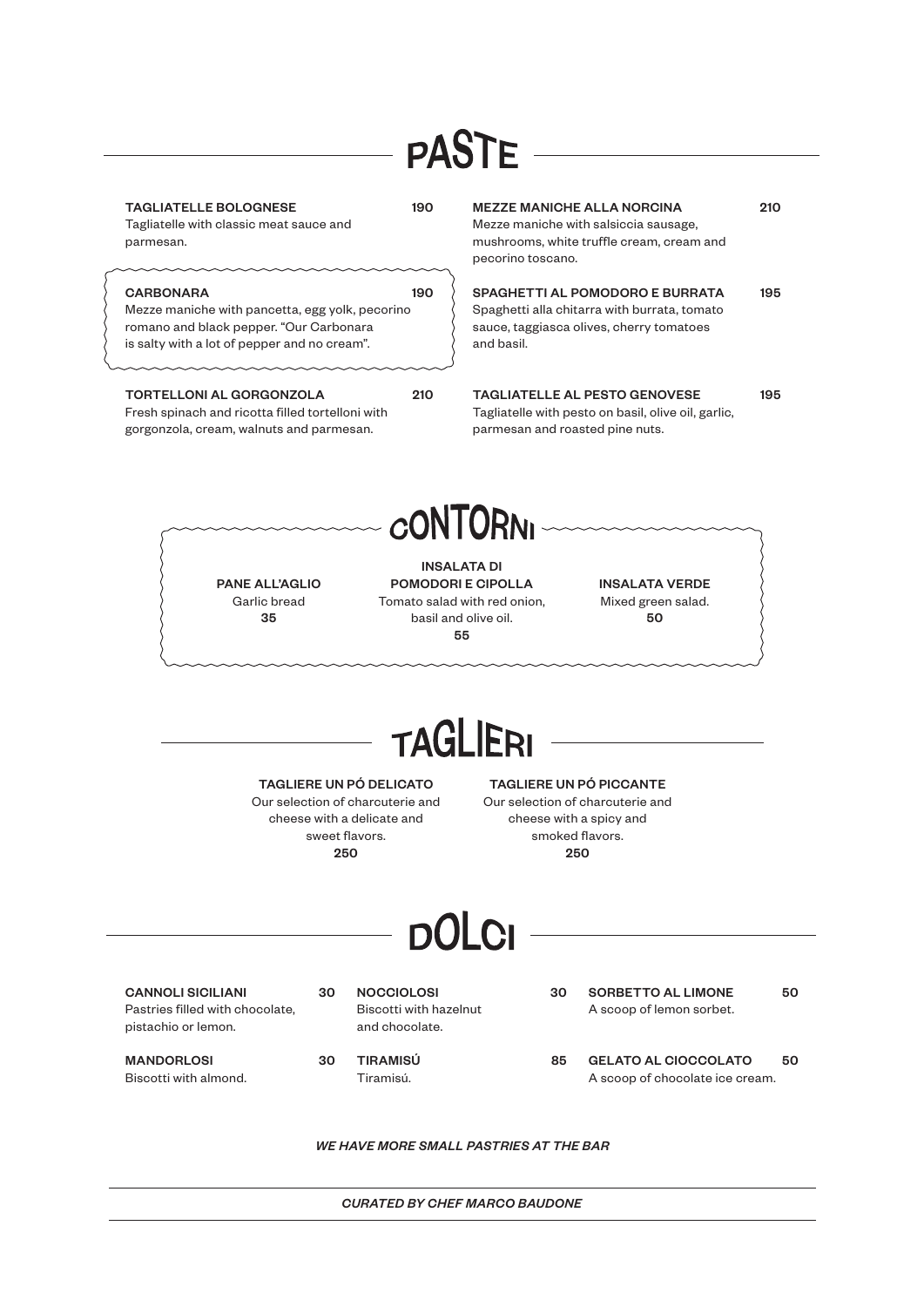# PASTE

**TAGLIATELLE BOLOGNESE** **190**
Tagliatelle with classic meat sauce and parmesan.

**CARBONARA** **190**
Mezze maniche with pancetta, egg yolk, pecorino romano and black pepper. "Our Carbonara is salty with a lot of pepper and no cream".

**TORTELLONI AL GORGONZOLA** **210**
Fresh spinach and ricotta filled tortelloni with gorgonzola, cream, walnuts and parmesan.

**MEZZE MANICHE ALLA NORCINA** **210**
Mezze maniche with salsiccia sausage, mushrooms, white truffle cream, cream and pecorino toscano.

**SPAGHETTI AL POMODORO E BURRATA** **195**
Spaghetti alla chitarra with burrata, tomato sauce, taggiasca olives, cherry tomatoes and basil.

**TAGLIATELLE AL PESTO GENOVESE** **195**
Tagliatelle with pesto on basil, olive oil, garlic, parmesan and roasted pine nuts.

# CONTORNI

**PANE ALL'AGLIO**
Garlic bread
**35**

**INSALATA DI POMODORI E CIPOLLA**
Tomato salad with red onion, basil and olive oil.
**55**

**INSALATA VERDE**
Mixed green salad.
**50**

# TAGLIERI

**TAGLIERE UN PÓ DELICATO**
Our selection of charcuterie and cheese with a delicate and sweet flavors.
**250**

**TAGLIERE UN PÓ PICCANTE**
Our selection of charcuterie and cheese with a spicy and smoked flavors.
**250**

# DOLCI

**CANNOLI SICILIANI** **30**
Pastries filled with chocolate, pistachio or lemon.

**MANDORLOSI** **30**
Biscotti with almond.

**NOCCIOLOSI** **30**
Biscotti with hazelnut and chocolate.

**TIRAMISÚ** **85**
Tiramisú.

**SORBETTO AL LIMONE** **50**
A scoop of lemon sorbet.

**GELATO AL CIOCCOLATO** **50**
A scoop of chocolate ice cream.

***WE HAVE MORE SMALL PASTRIES AT THE BAR***

***CURATED BY CHEF MARCO BAUDONE***